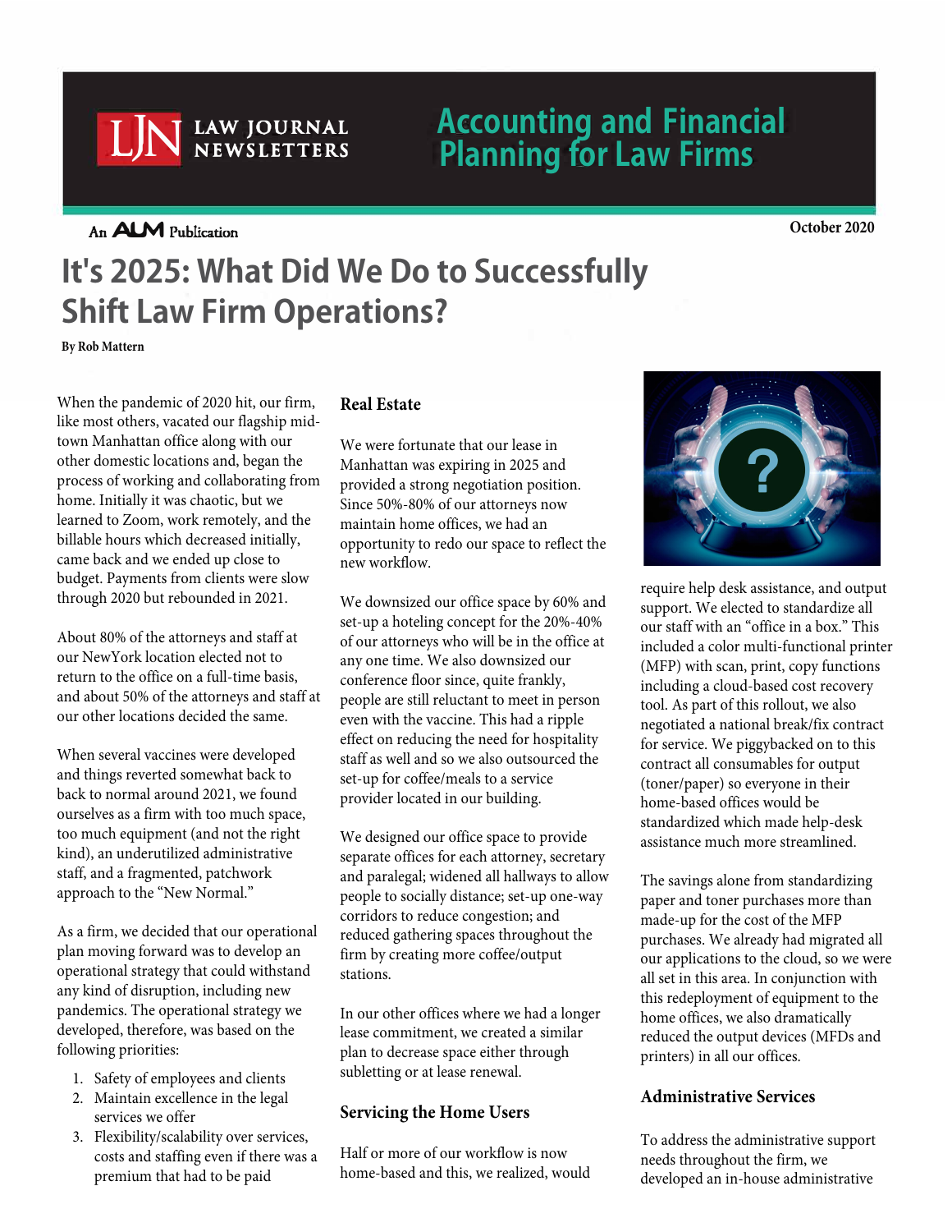Accounting and Financial Planning for Law Firms

October 2020

# It's 2025: What Did We Do to Successfully Shift Law Firm Operations?

**By Rob Mattern**

When the pandemic of 2020 hit, our firm, like most others, vacated our flagship mid-town Manhattan office along with our other domestic locations and, began the process of working and collaborating from home. Initially it was chaotic, but we learned to Zoom, work remotely, and the billable hours which decreased initially, came back and we ended up close to budget. Payments from clients were slow through 2020 but rebounded in 2021.

About 80% of the attorneys and staff at our NewYork location elected not to return to the office on a full-time basis, and about 50% of the attorneys and staff at our other locations decided the same.

When several vaccines were developed and things reverted somewhat back to back to normal around 2021, we found ourselves as a firm with too much space, too much equipment (and not the right kind), an underutilized administrative staff, and a fragmented, patchwork approach to the "New Normal."

As a firm, we decided that our operational plan moving forward was to develop an operational strategy that could withstand any kind of disruption, including new pandemics. The operational strategy we developed, therefore, was based on the following priorities:

1. Safety of employees and clients
2. Maintain excellence in the legal services we offer
3. Flexibility/scalability over services, costs and staffing even if there was a premium that had to be paid

## Real Estate

We were fortunate that our lease in Manhattan was expiring in 2025 and provided a strong negotiation position. Since 50%-80% of our attorneys now maintain home offices, we had an opportunity to redo our space to reflect the new workflow.

We downsized our office space by 60% and set-up a hoteling concept for the 20%-40% of our attorneys who will be in the office at any one time. We also downsized our conference floor since, quite frankly, people are still reluctant to meet in person even with the vaccine. This had a ripple effect on reducing the need for hospitality staff as well and so we also outsourced the set-up for coffee/meals to a service provider located in our building.

We designed our office space to provide separate offices for each attorney, secretary and paralegal; widened all hallways to allow people to socially distance; set-up one-way corridors to reduce congestion; and reduced gathering spaces throughout the firm by creating more coffee/output stations.

In our other offices where we had a longer lease commitment, we created a similar plan to decrease space either through subletting or at lease renewal.

## Servicing the Home Users

Half or more of our workflow is now home-based and this, we realized, would require help desk assistance, and output support. We elected to standardize all our staff with an "office in a box." This included a color multi-functional printer (MFP) with scan, print, copy functions including a cloud-based cost recovery tool. As part of this rollout, we also negotiated a national break/fix contract for service. We piggybacked on to this contract all consumables for output (toner/paper) so everyone in their home-based offices would be standardized which made help-desk assistance much more streamlined.

The savings alone from standardizing paper and toner purchases more than made-up for the cost of the MFP purchases. We already had migrated all our applications to the cloud, so we were all set in this area. In conjunction with this redeployment of equipment to the home offices, we also dramatically reduced the output devices (MFDs and printers) in all our offices.

## Administrative Services

To address the administrative support needs throughout the firm, we developed an in-house administrative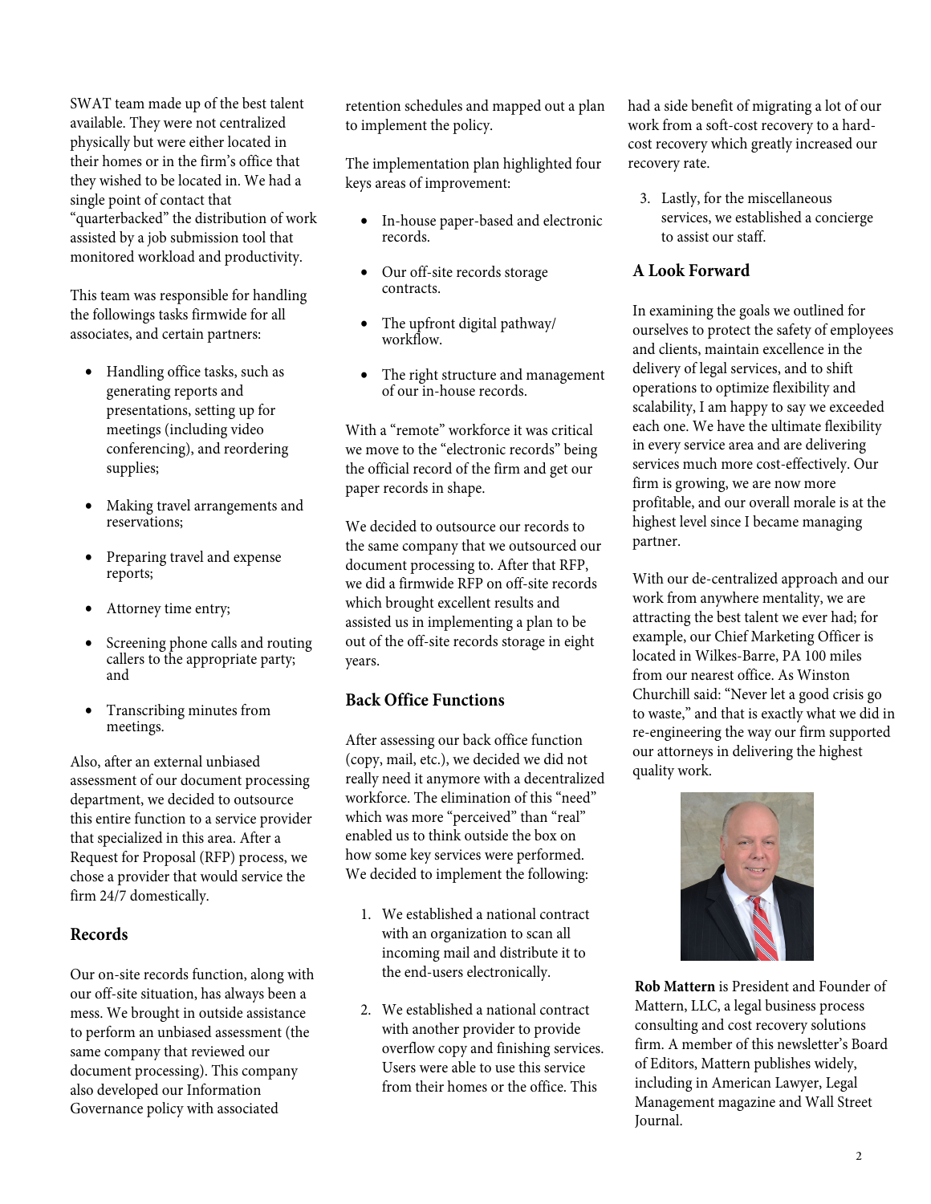SWAT team made up of the best talent available. They were not centralized physically but were either located in their homes or in the firm's office that they wished to be located in. We had a single point of contact that "quarterbacked" the distribution of work assisted by a job submission tool that monitored workload and productivity.

This team was responsible for handling the followings tasks firmwide for all associates, and certain partners:

- Handling office tasks, such as generating reports and presentations, setting up for meetings (including video conferencing), and reordering supplies;
- Making travel arrangements and reservations;
- Preparing travel and expense reports;
- Attorney time entry;
- Screening phone calls and routing callers to the appropriate party; and
- Transcribing minutes from meetings.

Also, after an external unbiased assessment of our document processing department, we decided to outsource this entire function to a service provider that specialized in this area. After a Request for Proposal (RFP) process, we chose a provider that would service the firm 24/7 domestically.

## Records

Our on-site records function, along with our off-site situation, has always been a mess. We brought in outside assistance to perform an unbiased assessment (the same company that reviewed our document processing). This company also developed our Information Governance policy with associated retention schedules and mapped out a plan to implement the policy.

The implementation plan highlighted four keys areas of improvement:

- In-house paper-based and electronic records.
- Our off-site records storage contracts.
- The upfront digital pathway/ workflow.
- The right structure and management of our in-house records.

With a "remote" workforce it was critical we move to the "electronic records" being the official record of the firm and get our paper records in shape.

We decided to outsource our records to the same company that we outsourced our document processing to. After that RFP, we did a firmwide RFP on off-site records which brought excellent results and assisted us in implementing a plan to be out of the off-site records storage in eight years.

## Back Office Functions

After assessing our back office function (copy, mail, etc.), we decided we did not really need it anymore with a decentralized workforce. The elimination of this "need" which was more "perceived" than "real" enabled us to think outside the box on how some key services were performed. We decided to implement the following:

1. We established a national contract with an organization to scan all incoming mail and distribute it to the end-users electronically.
2. We established a national contract with another provider to provide overflow copy and finishing services. Users were able to use this service from their homes or the office. This had a side benefit of migrating a lot of our work from a soft-cost recovery to a hard-cost recovery which greatly increased our recovery rate.
3. Lastly, for the miscellaneous services, we established a concierge to assist our staff.

## A Look Forward

In examining the goals we outlined for ourselves to protect the safety of employees and clients, maintain excellence in the delivery of legal services, and to shift operations to optimize flexibility and scalability, I am happy to say we exceeded each one. We have the ultimate flexibility in every service area and are delivering services much more cost-effectively. Our firm is growing, we are now more profitable, and our overall morale is at the highest level since I became managing partner.

With our de-centralized approach and our work from anywhere mentality, we are attracting the best talent we ever had; for example, our Chief Marketing Officer is located in Wilkes-Barre, PA 100 miles from our nearest office. As Winston Churchill said: "Never let a good crisis go to waste," and that is exactly what we did in re-engineering the way our firm supported our attorneys in delivering the highest quality work.

**Rob Mattern** is President and Founder of Mattern, LLC, a legal business process consulting and cost recovery solutions firm. A member of this newsletter's Board of Editors, Mattern publishes widely, including in American Lawyer, Legal Management magazine and Wall Street Journal.